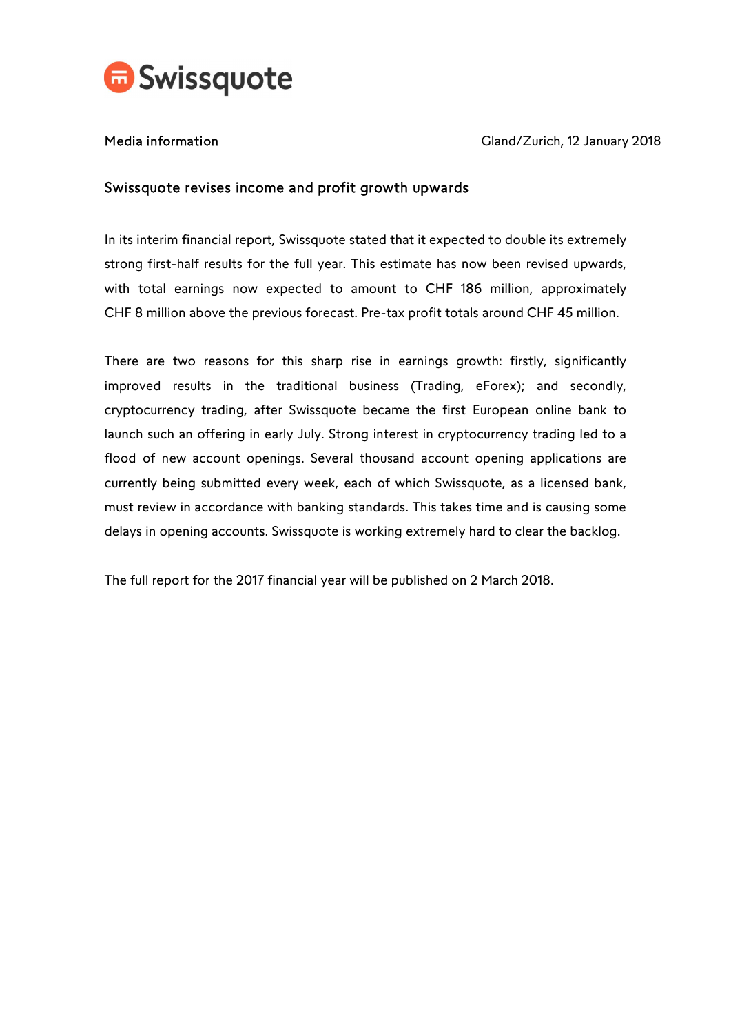Swissquote

Media information

Gland/Zurich, 12 January 2018

## Swissquote revises income and profit growth upwards

In its interim financial report, Swissquote stated that it expected to double its extremely strong first-half results for the full year. This estimate has now been revised upwards, with total earnings now expected to amount to CHF 186 million, approximately CHF 8 million above the previous forecast. Pre-tax profit totals around CHF 45 million.

There are two reasons for this sharp rise in earnings growth: firstly, significantly improved results in the traditional business (Trading, eForex); and secondly, cryptocurrency trading, after Swissquote became the first European online bank to launch such an offering in early July. Strong interest in cryptocurrency trading led to a flood of new account openings. Several thousand account opening applications are currently being submitted every week, each of which Swissquote, as a licensed bank, must review in accordance with banking standards. This takes time and is causing some delays in opening accounts. Swissquote is working extremely hard to clear the backlog.

The full report for the 2017 financial year will be published on 2 March 2018.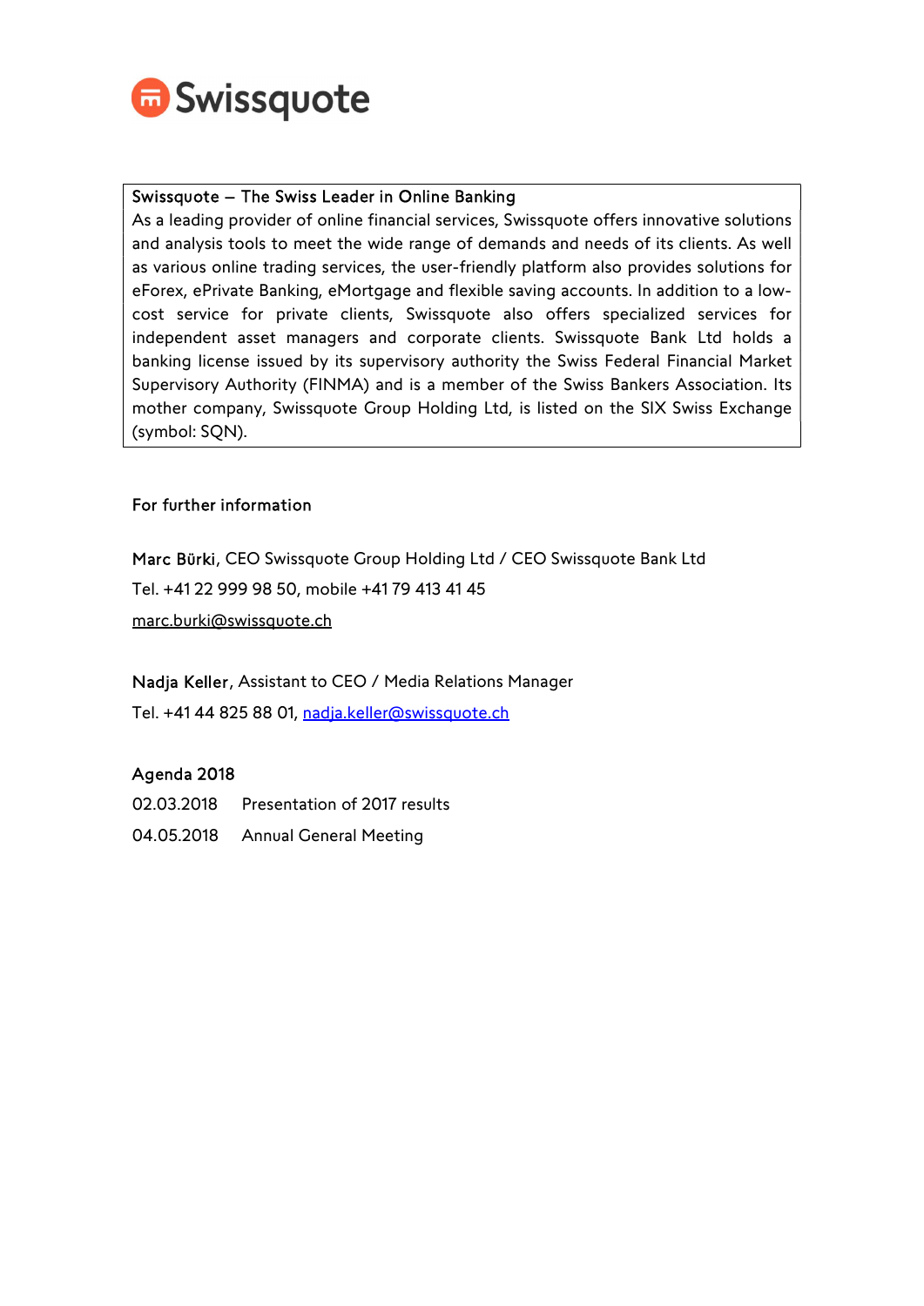Swissquote

**Swissquote – The Swiss Leader in Online Banking**
As a leading provider of online financial services, Swissquote offers innovative solutions and analysis tools to meet the wide range of demands and needs of its clients. As well as various online trading services, the user-friendly platform also provides solutions for eForex, ePrivate Banking, eMortgage and flexible saving accounts. In addition to a low-cost service for private clients, Swissquote also offers specialized services for independent asset managers and corporate clients. Swissquote Bank Ltd holds a banking license issued by its supervisory authority the Swiss Federal Financial Market Supervisory Authority (FINMA) and is a member of the Swiss Bankers Association. Its mother company, Swissquote Group Holding Ltd, is listed on the SIX Swiss Exchange (symbol: SQN).

**For further information**

**Marc Bürki**, CEO Swissquote Group Holding Ltd / CEO Swissquote Bank Ltd
Tel. +41 22 999 98 50, mobile +41 79 413 41 45
marc.burki@swissquote.ch

**Nadja Keller**, Assistant to CEO / Media Relations Manager
Tel. +41 44 825 88 01, nadja.keller@swissquote.ch

**Agenda 2018**

| | |
|---|---|
| 02.03.2018 | Presentation of 2017 results |
| 04.05.2018 | Annual General Meeting |